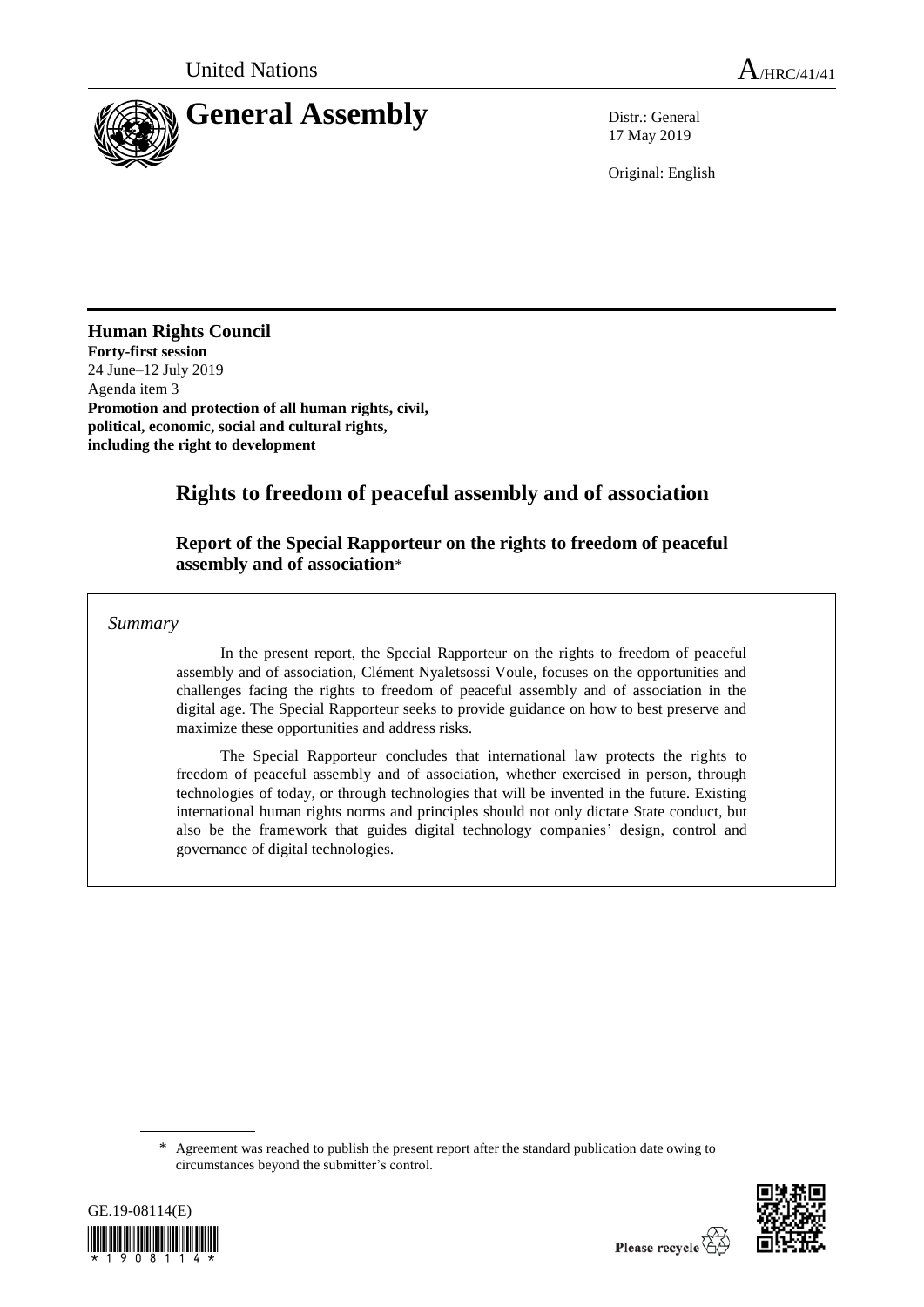United Nations A/HRC/41/41

# General Assembly

Distr.: General
17 May 2019

Original: English

**Human Rights Council**
**Forty-first session**
24 June–12 July 2019
Agenda item 3
**Promotion and protection of all human rights, civil, political, economic, social and cultural rights, including the right to development**

## Rights to freedom of peaceful assembly and of association

### Report of the Special Rapporteur on the rights to freedom of peaceful assembly and of association*

*Summary*

In the present report, the Special Rapporteur on the rights to freedom of peaceful assembly and of association, Clément Nyaletsossi Voule, focuses on the opportunities and challenges facing the rights to freedom of peaceful assembly and of association in the digital age. The Special Rapporteur seeks to provide guidance on how to best preserve and maximize these opportunities and address risks.

The Special Rapporteur concludes that international law protects the rights to freedom of peaceful assembly and of association, whether exercised in person, through technologies of today, or through technologies that will be invented in the future. Existing international human rights norms and principles should not only dictate State conduct, but also be the framework that guides digital technology companies' design, control and governance of digital technologies.

---

\* Agreement was reached to publish the present report after the standard publication date owing to circumstances beyond the submitter's control.

GE.19-08114(E)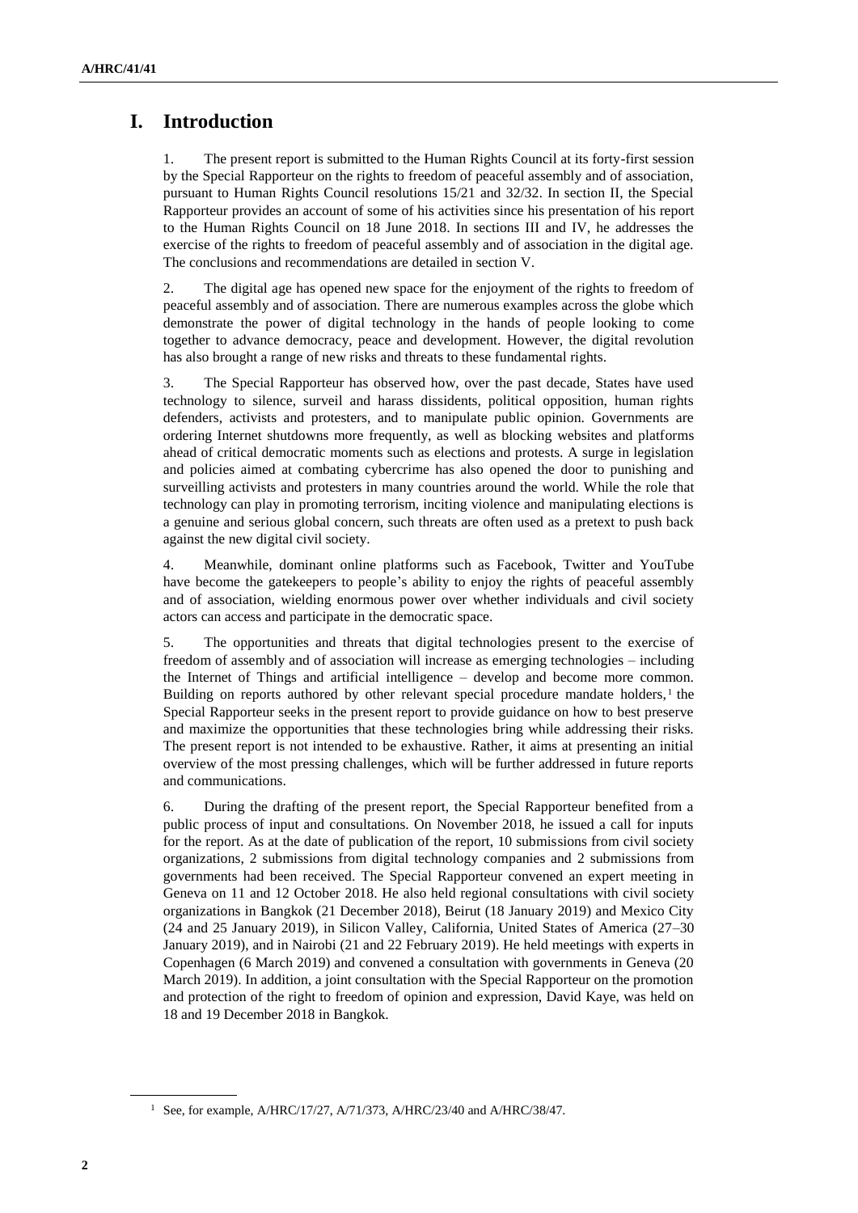# I. Introduction

1. The present report is submitted to the Human Rights Council at its forty-first session by the Special Rapporteur on the rights to freedom of peaceful assembly and of association, pursuant to Human Rights Council resolutions 15/21 and 32/32. In section II, the Special Rapporteur provides an account of some of his activities since his presentation of his report to the Human Rights Council on 18 June 2018. In sections III and IV, he addresses the exercise of the rights to freedom of peaceful assembly and of association in the digital age. The conclusions and recommendations are detailed in section V.

2. The digital age has opened new space for the enjoyment of the rights to freedom of peaceful assembly and of association. There are numerous examples across the globe which demonstrate the power of digital technology in the hands of people looking to come together to advance democracy, peace and development. However, the digital revolution has also brought a range of new risks and threats to these fundamental rights.

3. The Special Rapporteur has observed how, over the past decade, States have used technology to silence, surveil and harass dissidents, political opposition, human rights defenders, activists and protesters, and to manipulate public opinion. Governments are ordering Internet shutdowns more frequently, as well as blocking websites and platforms ahead of critical democratic moments such as elections and protests. A surge in legislation and policies aimed at combating cybercrime has also opened the door to punishing and surveilling activists and protesters in many countries around the world. While the role that technology can play in promoting terrorism, inciting violence and manipulating elections is a genuine and serious global concern, such threats are often used as a pretext to push back against the new digital civil society.

4. Meanwhile, dominant online platforms such as Facebook, Twitter and YouTube have become the gatekeepers to people's ability to enjoy the rights of peaceful assembly and of association, wielding enormous power over whether individuals and civil society actors can access and participate in the democratic space.

5. The opportunities and threats that digital technologies present to the exercise of freedom of assembly and of association will increase as emerging technologies – including the Internet of Things and artificial intelligence – develop and become more common. Building on reports authored by other relevant special procedure mandate holders,[1] the Special Rapporteur seeks in the present report to provide guidance on how to best preserve and maximize the opportunities that these technologies bring while addressing their risks. The present report is not intended to be exhaustive. Rather, it aims at presenting an initial overview of the most pressing challenges, which will be further addressed in future reports and communications.

6. During the drafting of the present report, the Special Rapporteur benefited from a public process of input and consultations. On November 2018, he issued a call for inputs for the report. As at the date of publication of the report, 10 submissions from civil society organizations, 2 submissions from digital technology companies and 2 submissions from governments had been received. The Special Rapporteur convened an expert meeting in Geneva on 11 and 12 October 2018. He also held regional consultations with civil society organizations in Bangkok (21 December 2018), Beirut (18 January 2019) and Mexico City (24 and 25 January 2019), in Silicon Valley, California, United States of America (27–30 January 2019), and in Nairobi (21 and 22 February 2019). He held meetings with experts in Copenhagen (6 March 2019) and convened a consultation with governments in Geneva (20 March 2019). In addition, a joint consultation with the Special Rapporteur on the promotion and protection of the right to freedom of opinion and expression, David Kaye, was held on 18 and 19 December 2018 in Bangkok.

[1] See, for example, A/HRC/17/27, A/71/373, A/HRC/23/40 and A/HRC/38/47.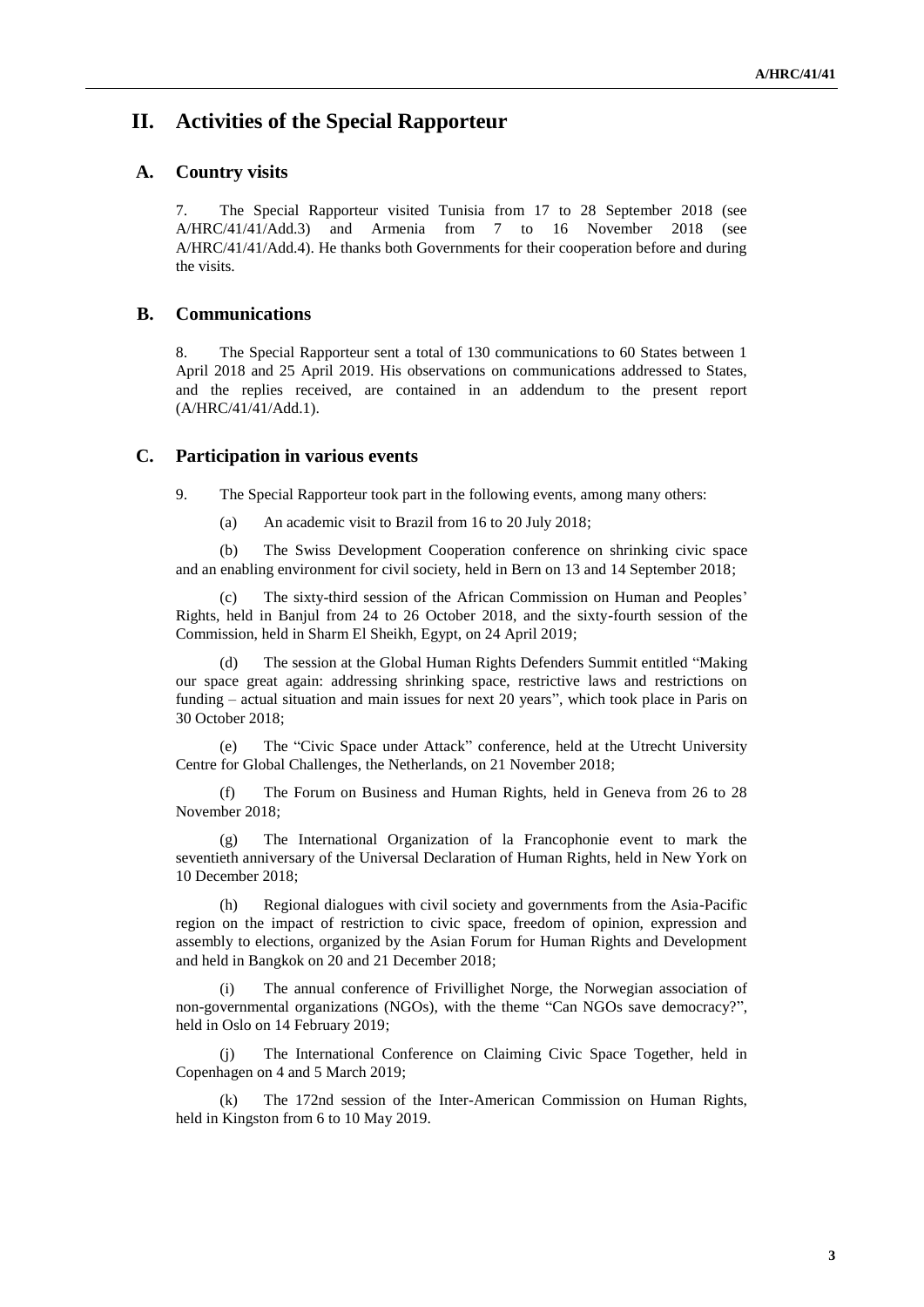# II. Activities of the Special Rapporteur

## A. Country visits

7. The Special Rapporteur visited Tunisia from 17 to 28 September 2018 (see A/HRC/41/41/Add.3) and Armenia from 7 to 16 November 2018 (see A/HRC/41/41/Add.4). He thanks both Governments for their cooperation before and during the visits.

## B. Communications

8. The Special Rapporteur sent a total of 130 communications to 60 States between 1 April 2018 and 25 April 2019. His observations on communications addressed to States, and the replies received, are contained in an addendum to the present report (A/HRC/41/41/Add.1).

## C. Participation in various events

9. The Special Rapporteur took part in the following events, among many others:

(a) An academic visit to Brazil from 16 to 20 July 2018;

(b) The Swiss Development Cooperation conference on shrinking civic space and an enabling environment for civil society, held in Bern on 13 and 14 September 2018;

(c) The sixty-third session of the African Commission on Human and Peoples' Rights, held in Banjul from 24 to 26 October 2018, and the sixty-fourth session of the Commission, held in Sharm El Sheikh, Egypt, on 24 April 2019;

(d) The session at the Global Human Rights Defenders Summit entitled "Making our space great again: addressing shrinking space, restrictive laws and restrictions on funding – actual situation and main issues for next 20 years", which took place in Paris on 30 October 2018;

(e) The "Civic Space under Attack" conference, held at the Utrecht University Centre for Global Challenges, the Netherlands, on 21 November 2018;

(f) The Forum on Business and Human Rights, held in Geneva from 26 to 28 November 2018;

(g) The International Organization of la Francophonie event to mark the seventieth anniversary of the Universal Declaration of Human Rights, held in New York on 10 December 2018;

(h) Regional dialogues with civil society and governments from the Asia-Pacific region on the impact of restriction to civic space, freedom of opinion, expression and assembly to elections, organized by the Asian Forum for Human Rights and Development and held in Bangkok on 20 and 21 December 2018;

(i) The annual conference of Frivillighet Norge, the Norwegian association of non-governmental organizations (NGOs), with the theme "Can NGOs save democracy?", held in Oslo on 14 February 2019;

(j) The International Conference on Claiming Civic Space Together, held in Copenhagen on 4 and 5 March 2019;

(k) The 172nd session of the Inter-American Commission on Human Rights, held in Kingston from 6 to 10 May 2019.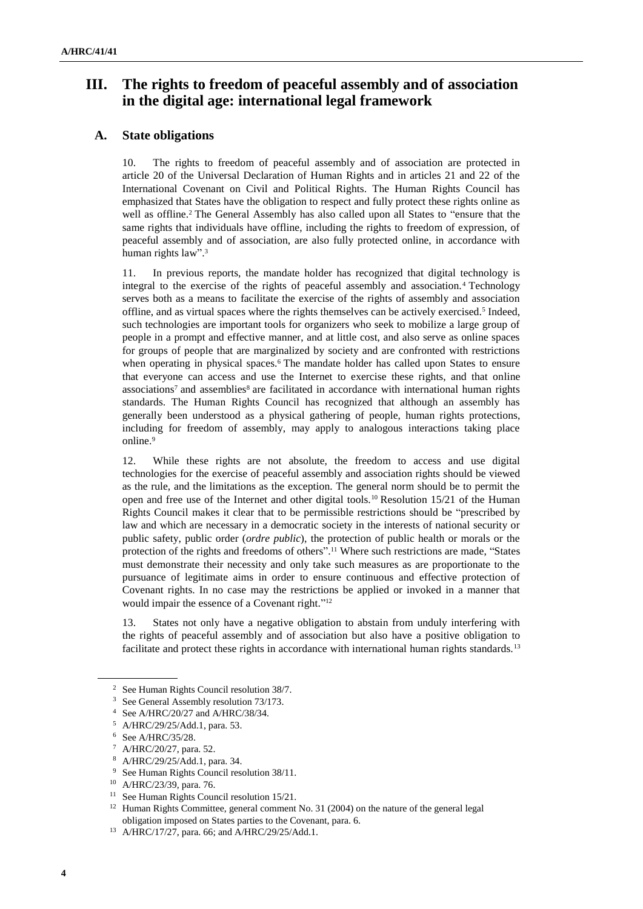## III. The rights to freedom of peaceful assembly and of association in the digital age: international legal framework

### A. State obligations

10. The rights to freedom of peaceful assembly and of association are protected in article 20 of the Universal Declaration of Human Rights and in articles 21 and 22 of the International Covenant on Civil and Political Rights. The Human Rights Council has emphasized that States have the obligation to respect and fully protect these rights online as well as offline.[2] The General Assembly has also called upon all States to "ensure that the same rights that individuals have offline, including the rights to freedom of expression, of peaceful assembly and of association, are also fully protected online, in accordance with human rights law".[3]

11. In previous reports, the mandate holder has recognized that digital technology is integral to the exercise of the rights of peaceful assembly and association.[4] Technology serves both as a means to facilitate the exercise of the rights of assembly and association offline, and as virtual spaces where the rights themselves can be actively exercised.[5] Indeed, such technologies are important tools for organizers who seek to mobilize a large group of people in a prompt and effective manner, and at little cost, and also serve as online spaces for groups of people that are marginalized by society and are confronted with restrictions when operating in physical spaces.[6] The mandate holder has called upon States to ensure that everyone can access and use the Internet to exercise these rights, and that online associations[7] and assemblies[8] are facilitated in accordance with international human rights standards. The Human Rights Council has recognized that although an assembly has generally been understood as a physical gathering of people, human rights protections, including for freedom of assembly, may apply to analogous interactions taking place online.[9]

12. While these rights are not absolute, the freedom to access and use digital technologies for the exercise of peaceful assembly and association rights should be viewed as the rule, and the limitations as the exception. The general norm should be to permit the open and free use of the Internet and other digital tools.[10] Resolution 15/21 of the Human Rights Council makes it clear that to be permissible restrictions should be "prescribed by law and which are necessary in a democratic society in the interests of national security or public safety, public order (*ordre public*), the protection of public health or morals or the protection of the rights and freedoms of others".[11] Where such restrictions are made, "States must demonstrate their necessity and only take such measures as are proportionate to the pursuance of legitimate aims in order to ensure continuous and effective protection of Covenant rights. In no case may the restrictions be applied or invoked in a manner that would impair the essence of a Covenant right."[12]

13. States not only have a negative obligation to abstain from unduly interfering with the rights of peaceful assembly and of association but also have a positive obligation to facilitate and protect these rights in accordance with international human rights standards.[13]

---

[2] See Human Rights Council resolution 38/7.

[3] See General Assembly resolution 73/173.

[4] See A/HRC/20/27 and A/HRC/38/34.

[5] A/HRC/29/25/Add.1, para. 53.

[6] See A/HRC/35/28.

[7] A/HRC/20/27, para. 52.

[8] A/HRC/29/25/Add.1, para. 34.

[9] See Human Rights Council resolution 38/11.

[10] A/HRC/23/39, para. 76.

[11] See Human Rights Council resolution 15/21.

[12] Human Rights Committee, general comment No. 31 (2004) on the nature of the general legal obligation imposed on States parties to the Covenant, para. 6.

[13] A/HRC/17/27, para. 66; and A/HRC/29/25/Add.1.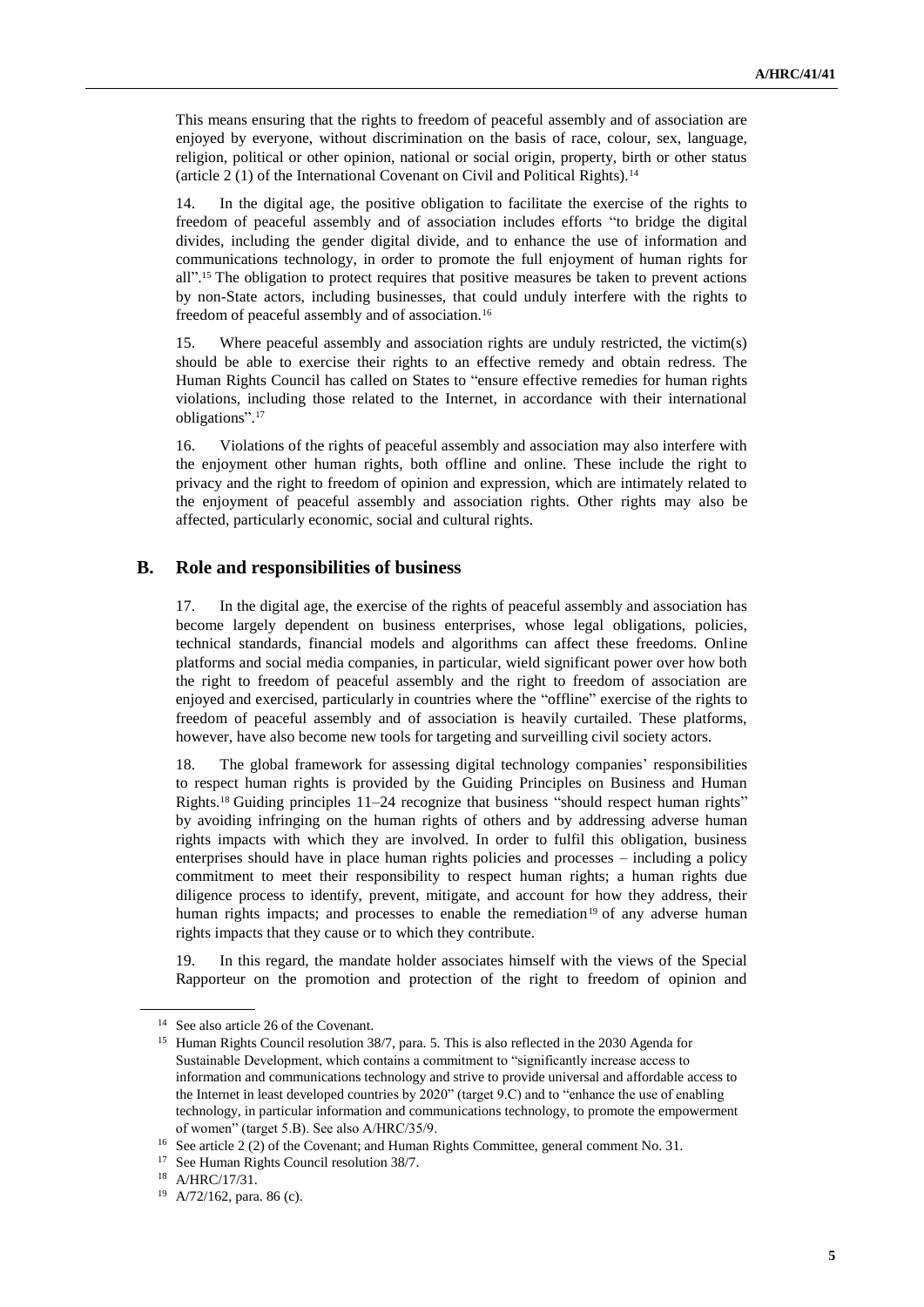This means ensuring that the rights to freedom of peaceful assembly and of association are enjoyed by everyone, without discrimination on the basis of race, colour, sex, language, religion, political or other opinion, national or social origin, property, birth or other status (article 2 (1) of the International Covenant on Civil and Political Rights).[14]

14. In the digital age, the positive obligation to facilitate the exercise of the rights to freedom of peaceful assembly and of association includes efforts "to bridge the digital divides, including the gender digital divide, and to enhance the use of information and communications technology, in order to promote the full enjoyment of human rights for all".[15] The obligation to protect requires that positive measures be taken to prevent actions by non-State actors, including businesses, that could unduly interfere with the rights to freedom of peaceful assembly and of association.[16]

15. Where peaceful assembly and association rights are unduly restricted, the victim(s) should be able to exercise their rights to an effective remedy and obtain redress. The Human Rights Council has called on States to "ensure effective remedies for human rights violations, including those related to the Internet, in accordance with their international obligations".[17]

16. Violations of the rights of peaceful assembly and association may also interfere with the enjoyment other human rights, both offline and online. These include the right to privacy and the right to freedom of opinion and expression, which are intimately related to the enjoyment of peaceful assembly and association rights. Other rights may also be affected, particularly economic, social and cultural rights.

## B. Role and responsibilities of business

17. In the digital age, the exercise of the rights of peaceful assembly and association has become largely dependent on business enterprises, whose legal obligations, policies, technical standards, financial models and algorithms can affect these freedoms. Online platforms and social media companies, in particular, wield significant power over how both the right to freedom of peaceful assembly and the right to freedom of association are enjoyed and exercised, particularly in countries where the "offline" exercise of the rights to freedom of peaceful assembly and of association is heavily curtailed. These platforms, however, have also become new tools for targeting and surveilling civil society actors.

18. The global framework for assessing digital technology companies' responsibilities to respect human rights is provided by the Guiding Principles on Business and Human Rights.[18] Guiding principles 11–24 recognize that business "should respect human rights" by avoiding infringing on the human rights of others and by addressing adverse human rights impacts with which they are involved. In order to fulfil this obligation, business enterprises should have in place human rights policies and processes – including a policy commitment to meet their responsibility to respect human rights; a human rights due diligence process to identify, prevent, mitigate, and account for how they address, their human rights impacts; and processes to enable the remediation[19] of any adverse human rights impacts that they cause or to which they contribute.

19. In this regard, the mandate holder associates himself with the views of the Special Rapporteur on the promotion and protection of the right to freedom of opinion and

---

[14] See also article 26 of the Covenant.

[15] Human Rights Council resolution 38/7, para. 5. This is also reflected in the 2030 Agenda for Sustainable Development, which contains a commitment to "significantly increase access to information and communications technology and strive to provide universal and affordable access to the Internet in least developed countries by 2020" (target 9.C) and to "enhance the use of enabling technology, in particular information and communications technology, to promote the empowerment of women" (target 5.B). See also A/HRC/35/9.

[16] See article 2 (2) of the Covenant; and Human Rights Committee, general comment No. 31.

[17] See Human Rights Council resolution 38/7.

[18] A/HRC/17/31.

[19] A/72/162, para. 86 (c).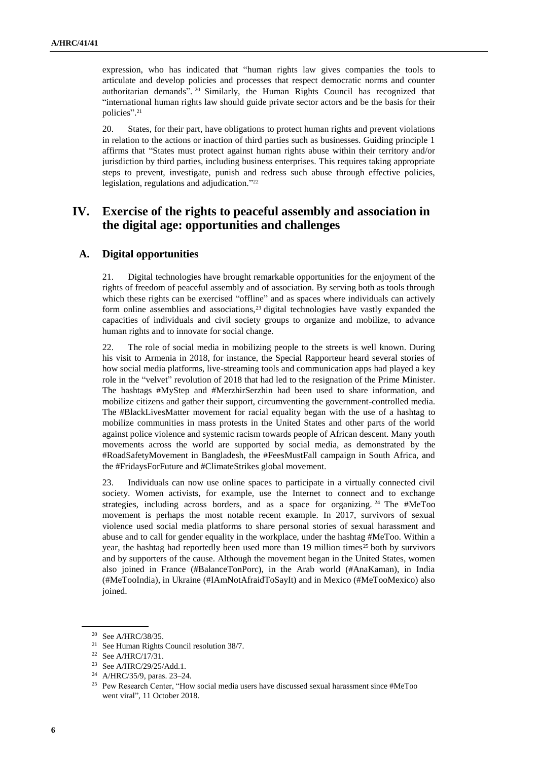expression, who has indicated that "human rights law gives companies the tools to articulate and develop policies and processes that respect democratic norms and counter authoritarian demands".[20] Similarly, the Human Rights Council has recognized that "international human rights law should guide private sector actors and be the basis for their policies".[21]

20. States, for their part, have obligations to protect human rights and prevent violations in relation to the actions or inaction of third parties such as businesses. Guiding principle 1 affirms that "States must protect against human rights abuse within their territory and/or jurisdiction by third parties, including business enterprises. This requires taking appropriate steps to prevent, investigate, punish and redress such abuse through effective policies, legislation, regulations and adjudication."[22]

## IV. Exercise of the rights to peaceful assembly and association in the digital age: opportunities and challenges

### A. Digital opportunities

21. Digital technologies have brought remarkable opportunities for the enjoyment of the rights of freedom of peaceful assembly and of association. By serving both as tools through which these rights can be exercised "offline" and as spaces where individuals can actively form online assemblies and associations,[23] digital technologies have vastly expanded the capacities of individuals and civil society groups to organize and mobilize, to advance human rights and to innovate for social change.

22. The role of social media in mobilizing people to the streets is well known. During his visit to Armenia in 2018, for instance, the Special Rapporteur heard several stories of how social media platforms, live-streaming tools and communication apps had played a key role in the "velvet" revolution of 2018 that had led to the resignation of the Prime Minister. The hashtags #MyStep and #MerzhirSerzhin had been used to share information, and mobilize citizens and gather their support, circumventing the government-controlled media. The #BlackLivesMatter movement for racial equality began with the use of a hashtag to mobilize communities in mass protests in the United States and other parts of the world against police violence and systemic racism towards people of African descent. Many youth movements across the world are supported by social media, as demonstrated by the #RoadSafetyMovement in Bangladesh, the #FeesMustFall campaign in South Africa, and the #FridaysForFuture and #ClimateStrikes global movement.

23. Individuals can now use online spaces to participate in a virtually connected civil society. Women activists, for example, use the Internet to connect and to exchange strategies, including across borders, and as a space for organizing.[24] The #MeToo movement is perhaps the most notable recent example. In 2017, survivors of sexual violence used social media platforms to share personal stories of sexual harassment and abuse and to call for gender equality in the workplace, under the hashtag #MeToo. Within a year, the hashtag had reportedly been used more than 19 million times[25] both by survivors and by supporters of the cause. Although the movement began in the United States, women also joined in France (#BalanceTonPorc), in the Arab world (#AnaKaman), in India (#MeTooIndia), in Ukraine (#IAmNotAfraidToSayIt) and in Mexico (#MeTooMexico) also joined.

---

[20] See A/HRC/38/35.

[21] See Human Rights Council resolution 38/7.

[22] See A/HRC/17/31.

[23] See A/HRC/29/25/Add.1.

[24] A/HRC/35/9, paras. 23–24.

[25] Pew Research Center, "How social media users have discussed sexual harassment since #MeToo went viral", 11 October 2018.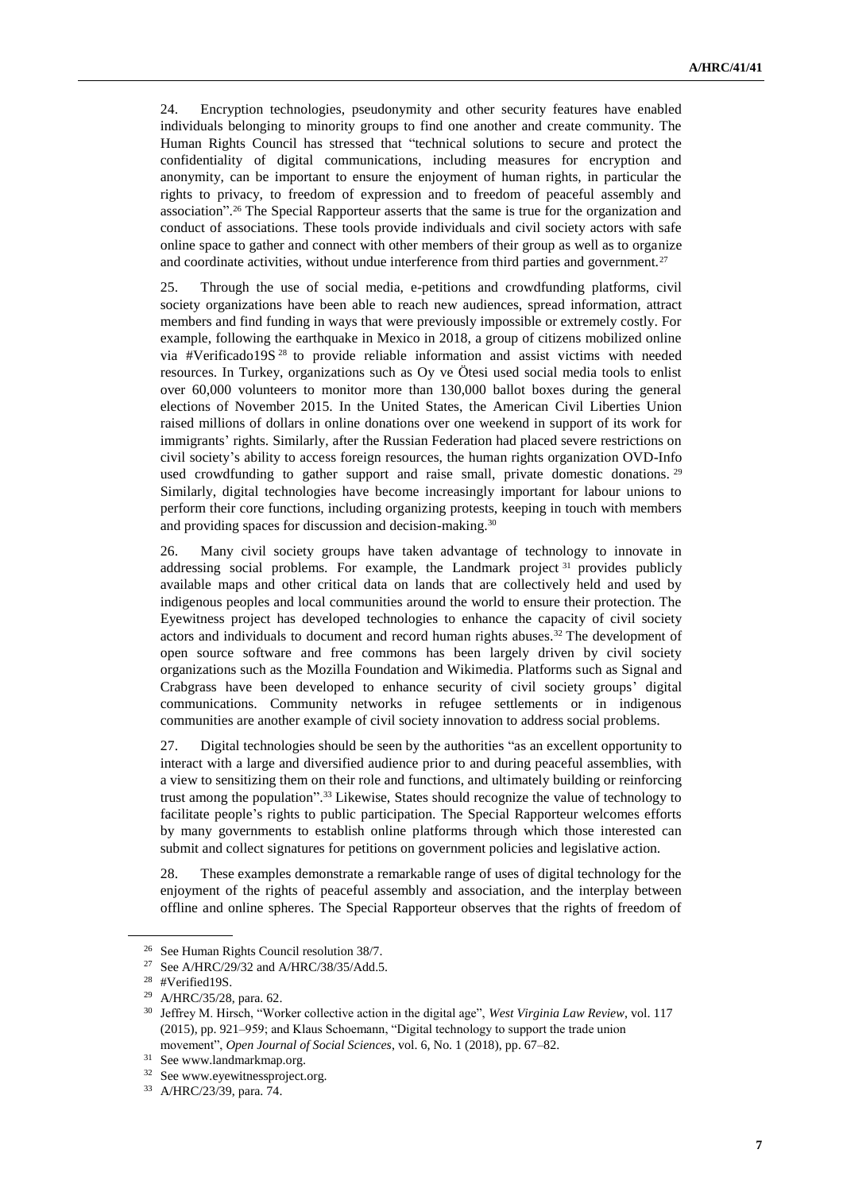24. Encryption technologies, pseudonymity and other security features have enabled individuals belonging to minority groups to find one another and create community. The Human Rights Council has stressed that "technical solutions to secure and protect the confidentiality of digital communications, including measures for encryption and anonymity, can be important to ensure the enjoyment of human rights, in particular the rights to privacy, to freedom of expression and to freedom of peaceful assembly and association".[26] The Special Rapporteur asserts that the same is true for the organization and conduct of associations. These tools provide individuals and civil society actors with safe online space to gather and connect with other members of their group as well as to organize and coordinate activities, without undue interference from third parties and government.[27]

25. Through the use of social media, e-petitions and crowdfunding platforms, civil society organizations have been able to reach new audiences, spread information, attract members and find funding in ways that were previously impossible or extremely costly. For example, following the earthquake in Mexico in 2018, a group of citizens mobilized online via #Verificado19S[28] to provide reliable information and assist victims with needed resources. In Turkey, organizations such as Oy ve Ötesi used social media tools to enlist over 60,000 volunteers to monitor more than 130,000 ballot boxes during the general elections of November 2015. In the United States, the American Civil Liberties Union raised millions of dollars in online donations over one weekend in support of its work for immigrants' rights. Similarly, after the Russian Federation had placed severe restrictions on civil society's ability to access foreign resources, the human rights organization OVD-Info used crowdfunding to gather support and raise small, private domestic donations.[29] Similarly, digital technologies have become increasingly important for labour unions to perform their core functions, including organizing protests, keeping in touch with members and providing spaces for discussion and decision-making.[30]

26. Many civil society groups have taken advantage of technology to innovate in addressing social problems. For example, the Landmark project[31] provides publicly available maps and other critical data on lands that are collectively held and used by indigenous peoples and local communities around the world to ensure their protection. The Eyewitness project has developed technologies to enhance the capacity of civil society actors and individuals to document and record human rights abuses.[32] The development of open source software and free commons has been largely driven by civil society organizations such as the Mozilla Foundation and Wikimedia. Platforms such as Signal and Crabgrass have been developed to enhance security of civil society groups' digital communications. Community networks in refugee settlements or in indigenous communities are another example of civil society innovation to address social problems.

27. Digital technologies should be seen by the authorities "as an excellent opportunity to interact with a large and diversified audience prior to and during peaceful assemblies, with a view to sensitizing them on their role and functions, and ultimately building or reinforcing trust among the population".[33] Likewise, States should recognize the value of technology to facilitate people's rights to public participation. The Special Rapporteur welcomes efforts by many governments to establish online platforms through which those interested can submit and collect signatures for petitions on government policies and legislative action.

28. These examples demonstrate a remarkable range of uses of digital technology for the enjoyment of the rights of peaceful assembly and association, and the interplay between offline and online spheres. The Special Rapporteur observes that the rights of freedom of

---

[26] See Human Rights Council resolution 38/7.

[27] See A/HRC/29/32 and A/HRC/38/35/Add.5.

[28] #Verified19S.

[29] A/HRC/35/28, para. 62.

[30] Jeffrey M. Hirsch, "Worker collective action in the digital age", *West Virginia Law Review*, vol. 117 (2015), pp. 921–959; and Klaus Schoemann, "Digital technology to support the trade union movement", *Open Journal of Social Sciences*, vol. 6, No. 1 (2018), pp. 67–82.

[31] See www.landmarkmap.org.

[32] See www.eyewitnessproject.org.

[33] A/HRC/23/39, para. 74.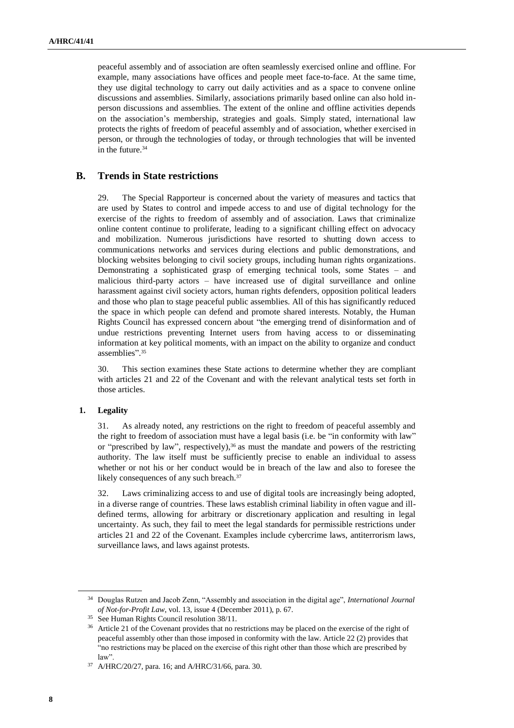peaceful assembly and of association are often seamlessly exercised online and offline. For example, many associations have offices and people meet face-to-face. At the same time, they use digital technology to carry out daily activities and as a space to convene online discussions and assemblies. Similarly, associations primarily based online can also hold in-person discussions and assemblies. The extent of the online and offline activities depends on the association's membership, strategies and goals. Simply stated, international law protects the rights of freedom of peaceful assembly and of association, whether exercised in person, or through the technologies of today, or through technologies that will be invented in the future.[34]

## B. Trends in State restrictions

29. The Special Rapporteur is concerned about the variety of measures and tactics that are used by States to control and impede access to and use of digital technology for the exercise of the rights to freedom of assembly and of association. Laws that criminalize online content continue to proliferate, leading to a significant chilling effect on advocacy and mobilization. Numerous jurisdictions have resorted to shutting down access to communications networks and services during elections and public demonstrations, and blocking websites belonging to civil society groups, including human rights organizations. Demonstrating a sophisticated grasp of emerging technical tools, some States – and malicious third-party actors – have increased use of digital surveillance and online harassment against civil society actors, human rights defenders, opposition political leaders and those who plan to stage peaceful public assemblies. All of this has significantly reduced the space in which people can defend and promote shared interests. Notably, the Human Rights Council has expressed concern about "the emerging trend of disinformation and of undue restrictions preventing Internet users from having access to or disseminating information at key political moments, with an impact on the ability to organize and conduct assemblies".[35]

30. This section examines these State actions to determine whether they are compliant with articles 21 and 22 of the Covenant and with the relevant analytical tests set forth in those articles.

### 1. Legality

31. As already noted, any restrictions on the right to freedom of peaceful assembly and the right to freedom of association must have a legal basis (i.e. be "in conformity with law" or "prescribed by law", respectively),[36] as must the mandate and powers of the restricting authority. The law itself must be sufficiently precise to enable an individual to assess whether or not his or her conduct would be in breach of the law and also to foresee the likely consequences of any such breach.[37]

32. Laws criminalizing access to and use of digital tools are increasingly being adopted, in a diverse range of countries. These laws establish criminal liability in often vague and ill-defined terms, allowing for arbitrary or discretionary application and resulting in legal uncertainty. As such, they fail to meet the legal standards for permissible restrictions under articles 21 and 22 of the Covenant. Examples include cybercrime laws, antiterrorism laws, surveillance laws, and laws against protests.

---

[34] Douglas Rutzen and Jacob Zenn, "Assembly and association in the digital age", *International Journal of Not-for-Profit Law*, vol. 13, issue 4 (December 2011), p. 67.

[35] See Human Rights Council resolution 38/11.

[36] Article 21 of the Covenant provides that no restrictions may be placed on the exercise of the right of peaceful assembly other than those imposed in conformity with the law. Article 22 (2) provides that "no restrictions may be placed on the exercise of this right other than those which are prescribed by law".

[37] A/HRC/20/27, para. 16; and A/HRC/31/66, para. 30.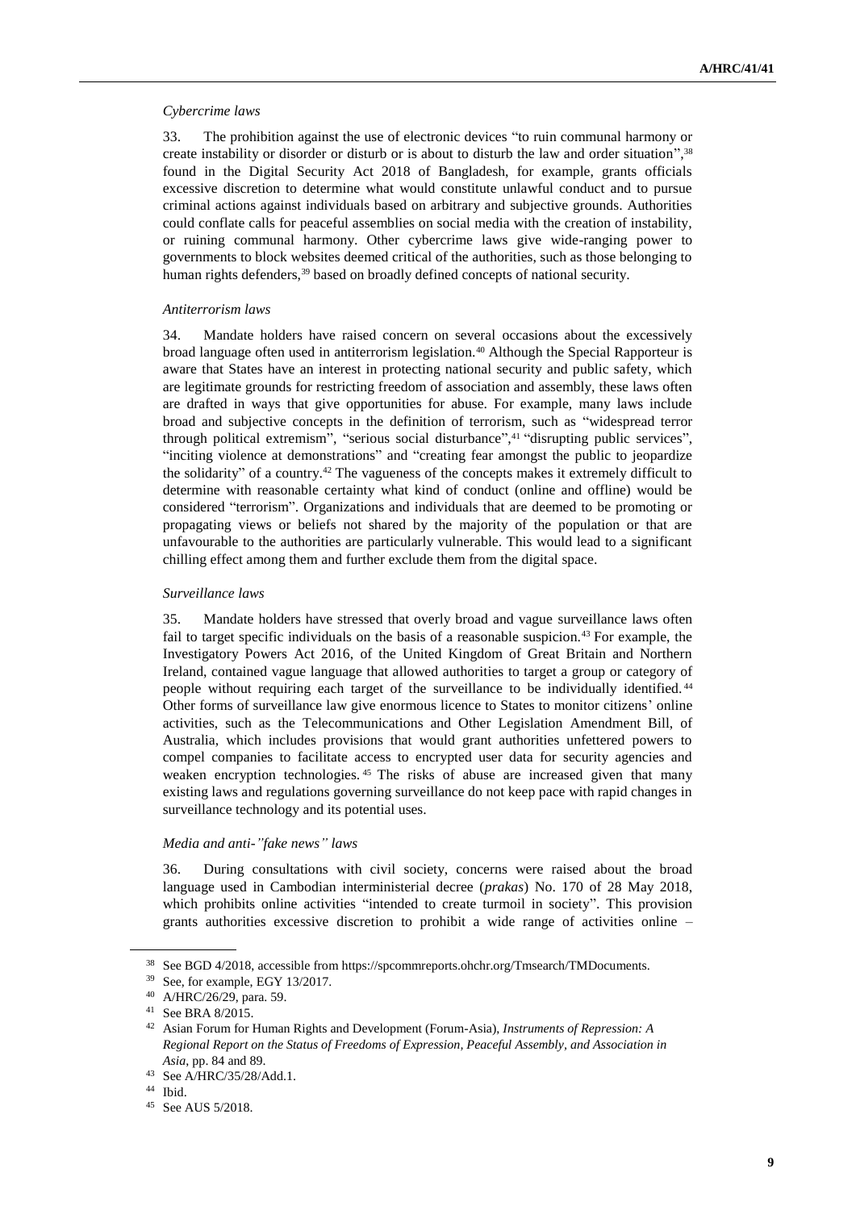*Cybercrime laws*

33. The prohibition against the use of electronic devices "to ruin communal harmony or create instability or disorder or disturb or is about to disturb the law and order situation",[38] found in the Digital Security Act 2018 of Bangladesh, for example, grants officials excessive discretion to determine what would constitute unlawful conduct and to pursue criminal actions against individuals based on arbitrary and subjective grounds. Authorities could conflate calls for peaceful assemblies on social media with the creation of instability, or ruining communal harmony. Other cybercrime laws give wide-ranging power to governments to block websites deemed critical of the authorities, such as those belonging to human rights defenders,[39] based on broadly defined concepts of national security.

*Antiterrorism laws*

34. Mandate holders have raised concern on several occasions about the excessively broad language often used in antiterrorism legislation.[40] Although the Special Rapporteur is aware that States have an interest in protecting national security and public safety, which are legitimate grounds for restricting freedom of association and assembly, these laws often are drafted in ways that give opportunities for abuse. For example, many laws include broad and subjective concepts in the definition of terrorism, such as "widespread terror through political extremism", "serious social disturbance",[41] "disrupting public services", "inciting violence at demonstrations" and "creating fear amongst the public to jeopardize the solidarity" of a country.[42] The vagueness of the concepts makes it extremely difficult to determine with reasonable certainty what kind of conduct (online and offline) would be considered "terrorism". Organizations and individuals that are deemed to be promoting or propagating views or beliefs not shared by the majority of the population or that are unfavourable to the authorities are particularly vulnerable. This would lead to a significant chilling effect among them and further exclude them from the digital space.

*Surveillance laws*

35. Mandate holders have stressed that overly broad and vague surveillance laws often fail to target specific individuals on the basis of a reasonable suspicion.[43] For example, the Investigatory Powers Act 2016, of the United Kingdom of Great Britain and Northern Ireland, contained vague language that allowed authorities to target a group or category of people without requiring each target of the surveillance to be individually identified.[44] Other forms of surveillance law give enormous licence to States to monitor citizens' online activities, such as the Telecommunications and Other Legislation Amendment Bill, of Australia, which includes provisions that would grant authorities unfettered powers to compel companies to facilitate access to encrypted user data for security agencies and weaken encryption technologies.[45] The risks of abuse are increased given that many existing laws and regulations governing surveillance do not keep pace with rapid changes in surveillance technology and its potential uses.

*Media and anti-"fake news" laws*

36. During consultations with civil society, concerns were raised about the broad language used in Cambodian interministerial decree (*prakas*) No. 170 of 28 May 2018, which prohibits online activities "intended to create turmoil in society". This provision grants authorities excessive discretion to prohibit a wide range of activities online –

---

[38] See BGD 4/2018, accessible from https://spcommreports.ohchr.org/Tmsearch/TMDocuments.

[39] See, for example, EGY 13/2017.

[40] A/HRC/26/29, para. 59.

[41] See BRA 8/2015.

[42] Asian Forum for Human Rights and Development (Forum-Asia), *Instruments of Repression: A Regional Report on the Status of Freedoms of Expression, Peaceful Assembly, and Association in Asia*, pp. 84 and 89.

[43] See A/HRC/35/28/Add.1.

[44] Ibid.

[45] See AUS 5/2018.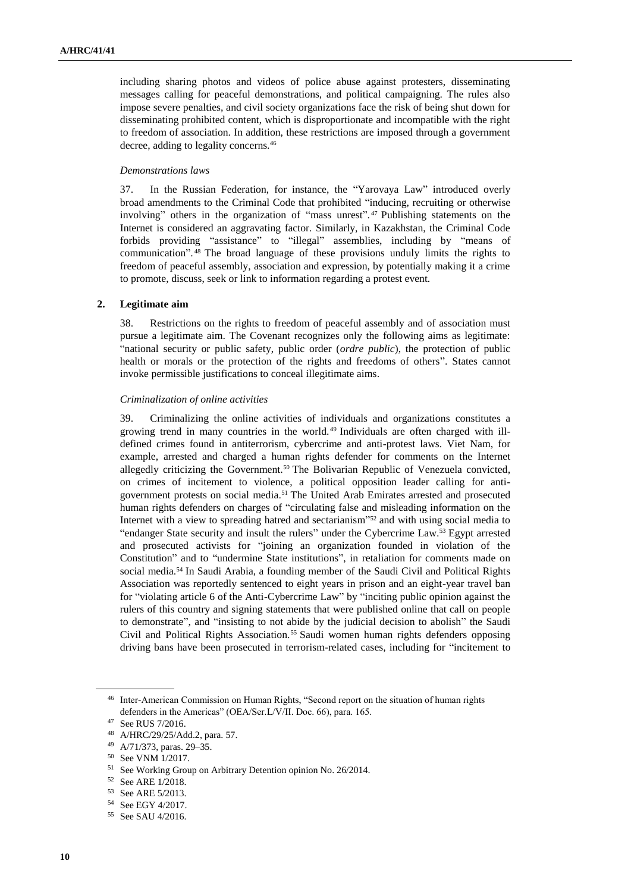including sharing photos and videos of police abuse against protesters, disseminating messages calling for peaceful demonstrations, and political campaigning. The rules also impose severe penalties, and civil society organizations face the risk of being shut down for disseminating prohibited content, which is disproportionate and incompatible with the right to freedom of association. In addition, these restrictions are imposed through a government decree, adding to legality concerns.[46]

*Demonstrations laws*

37. In the Russian Federation, for instance, the "Yarovaya Law" introduced overly broad amendments to the Criminal Code that prohibited "inducing, recruiting or otherwise involving" others in the organization of "mass unrest".[47] Publishing statements on the Internet is considered an aggravating factor. Similarly, in Kazakhstan, the Criminal Code forbids providing "assistance" to "illegal" assemblies, including by "means of communication".[48] The broad language of these provisions unduly limits the rights to freedom of peaceful assembly, association and expression, by potentially making it a crime to promote, discuss, seek or link to information regarding a protest event.

### 2. Legitimate aim

38. Restrictions on the rights to freedom of peaceful assembly and of association must pursue a legitimate aim. The Covenant recognizes only the following aims as legitimate: "national security or public safety, public order (*ordre public*), the protection of public health or morals or the protection of the rights and freedoms of others". States cannot invoke permissible justifications to conceal illegitimate aims.

*Criminalization of online activities*

39. Criminalizing the online activities of individuals and organizations constitutes a growing trend in many countries in the world.[49] Individuals are often charged with ill-defined crimes found in antiterrorism, cybercrime and anti-protest laws. Viet Nam, for example, arrested and charged a human rights defender for comments on the Internet allegedly criticizing the Government.[50] The Bolivarian Republic of Venezuela convicted, on crimes of incitement to violence, a political opposition leader calling for anti-government protests on social media.[51] The United Arab Emirates arrested and prosecuted human rights defenders on charges of "circulating false and misleading information on the Internet with a view to spreading hatred and sectarianism"[52] and with using social media to "endanger State security and insult the rulers" under the Cybercrime Law.[53] Egypt arrested and prosecuted activists for "joining an organization founded in violation of the Constitution" and to "undermine State institutions", in retaliation for comments made on social media.[54] In Saudi Arabia, a founding member of the Saudi Civil and Political Rights Association was reportedly sentenced to eight years in prison and an eight-year travel ban for "violating article 6 of the Anti-Cybercrime Law" by "inciting public opinion against the rulers of this country and signing statements that were published online that call on people to demonstrate", and "insisting to not abide by the judicial decision to abolish" the Saudi Civil and Political Rights Association.[55] Saudi women human rights defenders opposing driving bans have been prosecuted in terrorism-related cases, including for "incitement to

---

[46] Inter-American Commission on Human Rights, "Second report on the situation of human rights defenders in the Americas" (OEA/Ser.L/V/II. Doc. 66), para. 165.

[47] See RUS 7/2016.

[48] A/HRC/29/25/Add.2, para. 57.

[49] A/71/373, paras. 29–35.

[50] See VNM 1/2017.

[51] See Working Group on Arbitrary Detention opinion No. 26/2014.

[52] See ARE 1/2018.

[53] See ARE 5/2013.

[54] See EGY 4/2017.

[55] See SAU 4/2016.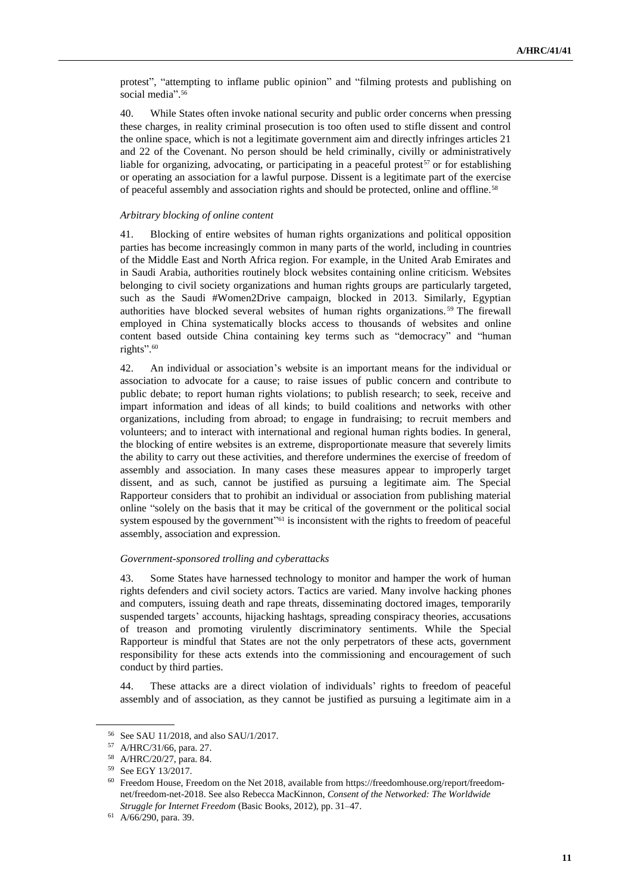protest", "attempting to inflame public opinion" and "filming protests and publishing on social media".[56]

40. While States often invoke national security and public order concerns when pressing these charges, in reality criminal prosecution is too often used to stifle dissent and control the online space, which is not a legitimate government aim and directly infringes articles 21 and 22 of the Covenant. No person should be held criminally, civilly or administratively liable for organizing, advocating, or participating in a peaceful protest[57] or for establishing or operating an association for a lawful purpose. Dissent is a legitimate part of the exercise of peaceful assembly and association rights and should be protected, online and offline.[58]

*Arbitrary blocking of online content*

41. Blocking of entire websites of human rights organizations and political opposition parties has become increasingly common in many parts of the world, including in countries of the Middle East and North Africa region. For example, in the United Arab Emirates and in Saudi Arabia, authorities routinely block websites containing online criticism. Websites belonging to civil society organizations and human rights groups are particularly targeted, such as the Saudi #Women2Drive campaign, blocked in 2013. Similarly, Egyptian authorities have blocked several websites of human rights organizations.[59] The firewall employed in China systematically blocks access to thousands of websites and online content based outside China containing key terms such as "democracy" and "human rights".[60]

42. An individual or association's website is an important means for the individual or association to advocate for a cause; to raise issues of public concern and contribute to public debate; to report human rights violations; to publish research; to seek, receive and impart information and ideas of all kinds; to build coalitions and networks with other organizations, including from abroad; to engage in fundraising; to recruit members and volunteers; and to interact with international and regional human rights bodies. In general, the blocking of entire websites is an extreme, disproportionate measure that severely limits the ability to carry out these activities, and therefore undermines the exercise of freedom of assembly and association. In many cases these measures appear to improperly target dissent, and as such, cannot be justified as pursuing a legitimate aim. The Special Rapporteur considers that to prohibit an individual or association from publishing material online "solely on the basis that it may be critical of the government or the political social system espoused by the government"[61] is inconsistent with the rights to freedom of peaceful assembly, association and expression.

*Government-sponsored trolling and cyberattacks*

43. Some States have harnessed technology to monitor and hamper the work of human rights defenders and civil society actors. Tactics are varied. Many involve hacking phones and computers, issuing death and rape threats, disseminating doctored images, temporarily suspended targets' accounts, hijacking hashtags, spreading conspiracy theories, accusations of treason and promoting virulently discriminatory sentiments. While the Special Rapporteur is mindful that States are not the only perpetrators of these acts, government responsibility for these acts extends into the commissioning and encouragement of such conduct by third parties.

44. These attacks are a direct violation of individuals' rights to freedom of peaceful assembly and of association, as they cannot be justified as pursuing a legitimate aim in a

---

[56] See SAU 11/2018, and also SAU/1/2017.

[57] A/HRC/31/66, para. 27.

[58] A/HRC/20/27, para. 84.

[59] See EGY 13/2017.

[60] Freedom House, Freedom on the Net 2018, available from https://freedomhouse.org/report/freedom-net/freedom-net-2018. See also Rebecca MacKinnon, *Consent of the Networked: The Worldwide Struggle for Internet Freedom* (Basic Books, 2012), pp. 31–47.

[61] A/66/290, para. 39.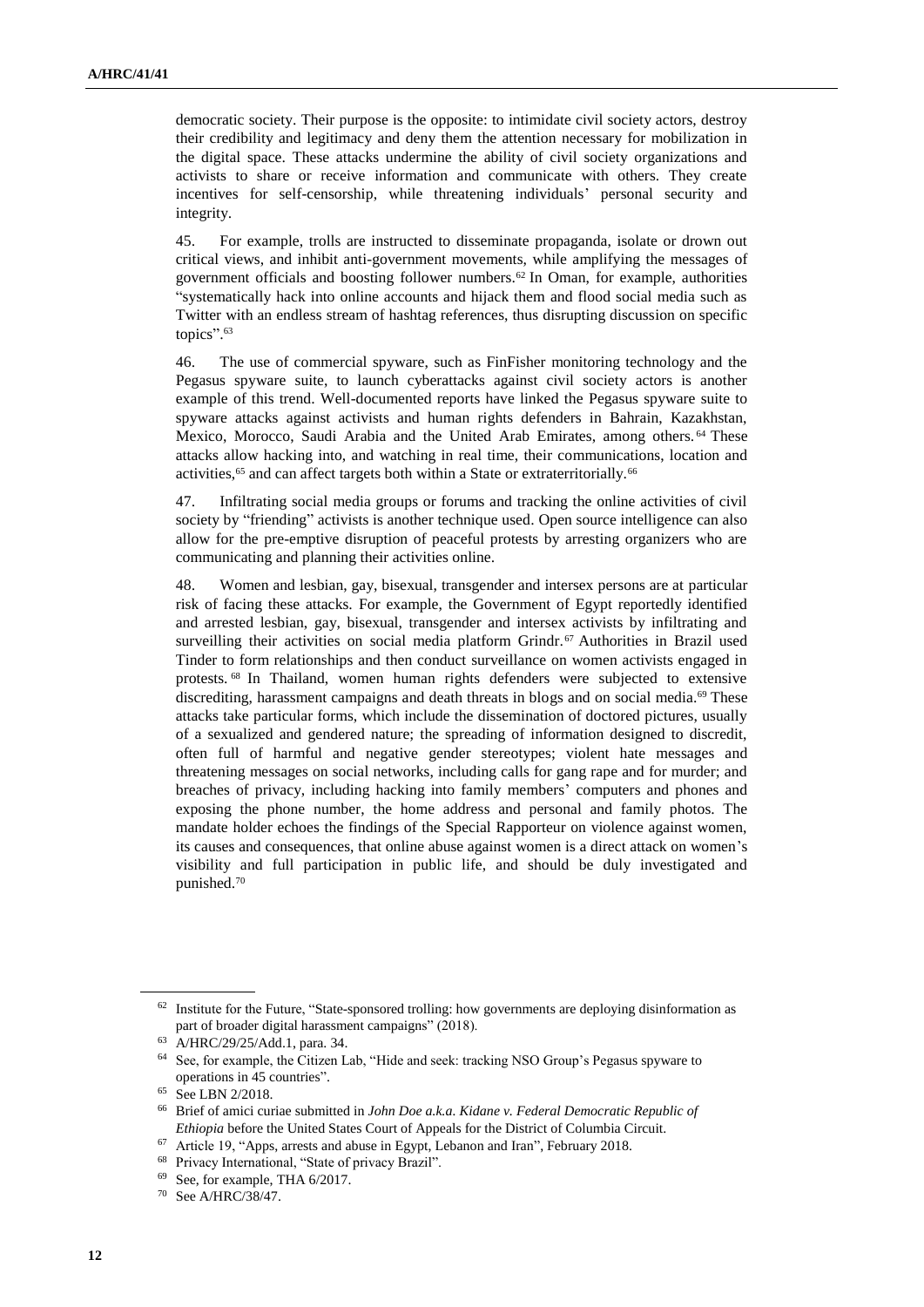democratic society. Their purpose is the opposite: to intimidate civil society actors, destroy their credibility and legitimacy and deny them the attention necessary for mobilization in the digital space. These attacks undermine the ability of civil society organizations and activists to share or receive information and communicate with others. They create incentives for self-censorship, while threatening individuals' personal security and integrity.

45. For example, trolls are instructed to disseminate propaganda, isolate or drown out critical views, and inhibit anti-government movements, while amplifying the messages of government officials and boosting follower numbers.[62] In Oman, for example, authorities "systematically hack into online accounts and hijack them and flood social media such as Twitter with an endless stream of hashtag references, thus disrupting discussion on specific topics".[63]

46. The use of commercial spyware, such as FinFisher monitoring technology and the Pegasus spyware suite, to launch cyberattacks against civil society actors is another example of this trend. Well-documented reports have linked the Pegasus spyware suite to spyware attacks against activists and human rights defenders in Bahrain, Kazakhstan, Mexico, Morocco, Saudi Arabia and the United Arab Emirates, among others.[64] These attacks allow hacking into, and watching in real time, their communications, location and activities,[65] and can affect targets both within a State or extraterritorially.[66]

47. Infiltrating social media groups or forums and tracking the online activities of civil society by "friending" activists is another technique used. Open source intelligence can also allow for the pre-emptive disruption of peaceful protests by arresting organizers who are communicating and planning their activities online.

48. Women and lesbian, gay, bisexual, transgender and intersex persons are at particular risk of facing these attacks. For example, the Government of Egypt reportedly identified and arrested lesbian, gay, bisexual, transgender and intersex activists by infiltrating and surveilling their activities on social media platform Grindr.[67] Authorities in Brazil used Tinder to form relationships and then conduct surveillance on women activists engaged in protests.[68] In Thailand, women human rights defenders were subjected to extensive discrediting, harassment campaigns and death threats in blogs and on social media.[69] These attacks take particular forms, which include the dissemination of doctored pictures, usually of a sexualized and gendered nature; the spreading of information designed to discredit, often full of harmful and negative gender stereotypes; violent hate messages and threatening messages on social networks, including calls for gang rape and for murder; and breaches of privacy, including hacking into family members' computers and phones and exposing the phone number, the home address and personal and family photos. The mandate holder echoes the findings of the Special Rapporteur on violence against women, its causes and consequences, that online abuse against women is a direct attack on women's visibility and full participation in public life, and should be duly investigated and punished.[70]

---

[62] Institute for the Future, "State-sponsored trolling: how governments are deploying disinformation as part of broader digital harassment campaigns" (2018).

[63] A/HRC/29/25/Add.1, para. 34.

[64] See, for example, the Citizen Lab, "Hide and seek: tracking NSO Group's Pegasus spyware to operations in 45 countries".

[65] See LBN 2/2018.

[66] Brief of amici curiae submitted in *John Doe a.k.a. Kidane v. Federal Democratic Republic of Ethiopia* before the United States Court of Appeals for the District of Columbia Circuit.

[67] Article 19, "Apps, arrests and abuse in Egypt, Lebanon and Iran", February 2018.

[68] Privacy International, "State of privacy Brazil".

[69] See, for example, THA 6/2017.

[70] See A/HRC/38/47.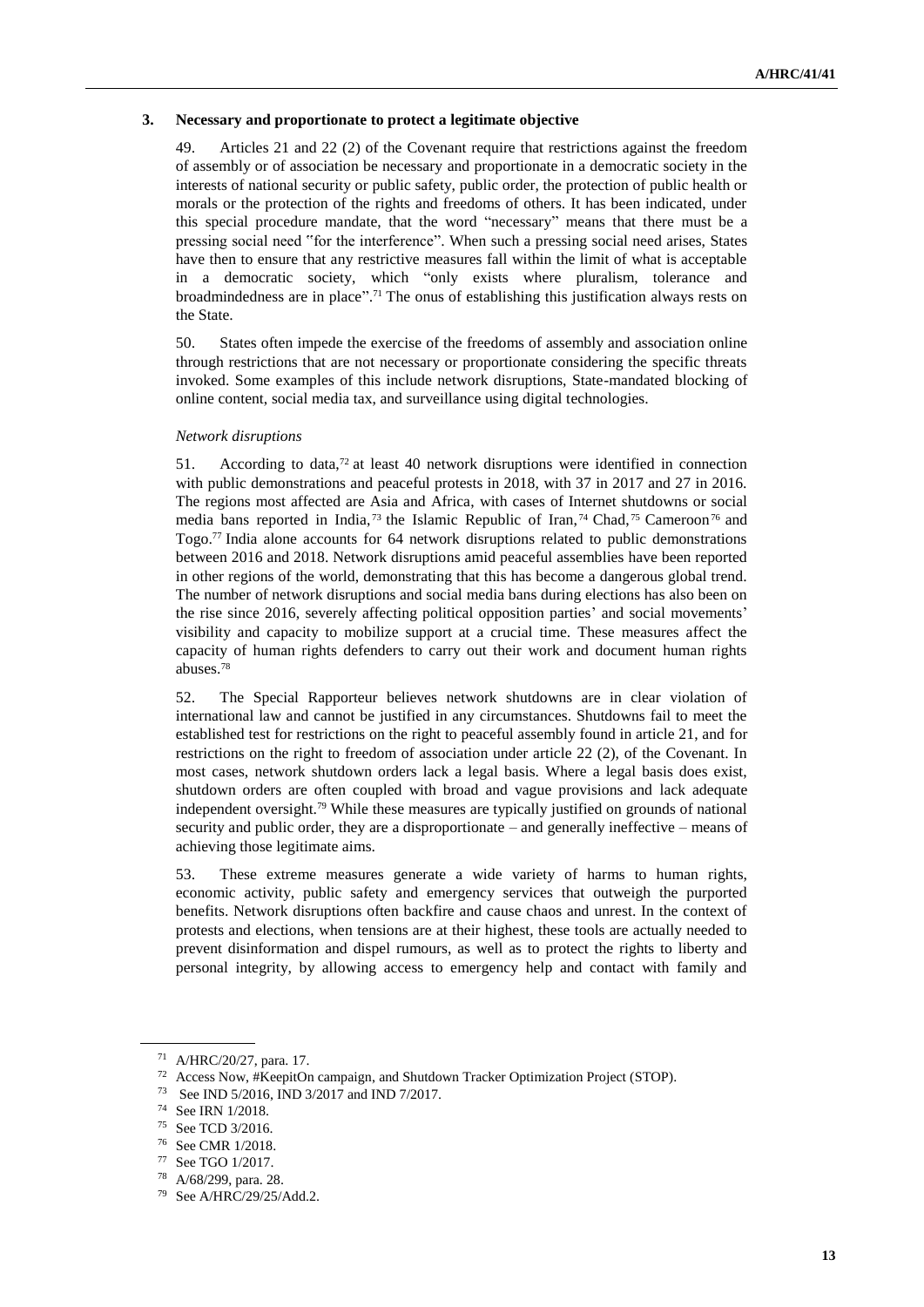### 3. Necessary and proportionate to protect a legitimate objective

49. Articles 21 and 22 (2) of the Covenant require that restrictions against the freedom of assembly or of association be necessary and proportionate in a democratic society in the interests of national security or public safety, public order, the protection of public health or morals or the protection of the rights and freedoms of others. It has been indicated, under this special procedure mandate, that the word "necessary" means that there must be a pressing social need "for the interference". When such a pressing social need arises, States have then to ensure that any restrictive measures fall within the limit of what is acceptable in a democratic society, which "only exists where pluralism, tolerance and broadmindedness are in place".[71] The onus of establishing this justification always rests on the State.

50. States often impede the exercise of the freedoms of assembly and association online through restrictions that are not necessary or proportionate considering the specific threats invoked. Some examples of this include network disruptions, State-mandated blocking of online content, social media tax, and surveillance using digital technologies.

*Network disruptions*

51. According to data,[72] at least 40 network disruptions were identified in connection with public demonstrations and peaceful protests in 2018, with 37 in 2017 and 27 in 2016. The regions most affected are Asia and Africa, with cases of Internet shutdowns or social media bans reported in India,[73] the Islamic Republic of Iran,[74] Chad,[75] Cameroon[76] and Togo.[77] India alone accounts for 64 network disruptions related to public demonstrations between 2016 and 2018. Network disruptions amid peaceful assemblies have been reported in other regions of the world, demonstrating that this has become a dangerous global trend. The number of network disruptions and social media bans during elections has also been on the rise since 2016, severely affecting political opposition parties' and social movements' visibility and capacity to mobilize support at a crucial time. These measures affect the capacity of human rights defenders to carry out their work and document human rights abuses.[78]

52. The Special Rapporteur believes network shutdowns are in clear violation of international law and cannot be justified in any circumstances. Shutdowns fail to meet the established test for restrictions on the right to peaceful assembly found in article 21, and for restrictions on the right to freedom of association under article 22 (2), of the Covenant. In most cases, network shutdown orders lack a legal basis. Where a legal basis does exist, shutdown orders are often coupled with broad and vague provisions and lack adequate independent oversight.[79] While these measures are typically justified on grounds of national security and public order, they are a disproportionate – and generally ineffective – means of achieving those legitimate aims.

53. These extreme measures generate a wide variety of harms to human rights, economic activity, public safety and emergency services that outweigh the purported benefits. Network disruptions often backfire and cause chaos and unrest. In the context of protests and elections, when tensions are at their highest, these tools are actually needed to prevent disinformation and dispel rumours, as well as to protect the rights to liberty and personal integrity, by allowing access to emergency help and contact with family and

---

[71] A/HRC/20/27, para. 17.

[72] Access Now, #KeepitOn campaign, and Shutdown Tracker Optimization Project (STOP).

[73] See IND 5/2016, IND 3/2017 and IND 7/2017.

[74] See IRN 1/2018.

[75] See TCD 3/2016.

[76] See CMR 1/2018.

[77] See TGO 1/2017.

[78] A/68/299, para. 28.

[79] See A/HRC/29/25/Add.2.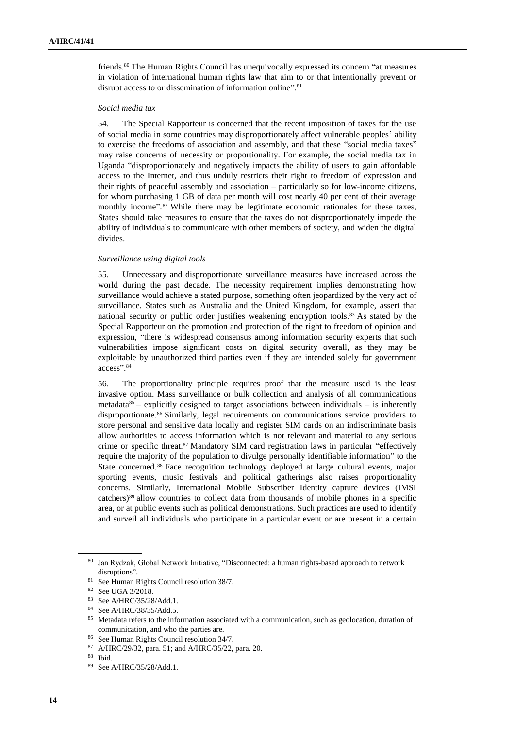friends.[80] The Human Rights Council has unequivocally expressed its concern "at measures in violation of international human rights law that aim to or that intentionally prevent or disrupt access to or dissemination of information online".[81]

*Social media tax*

54. The Special Rapporteur is concerned that the recent imposition of taxes for the use of social media in some countries may disproportionately affect vulnerable peoples' ability to exercise the freedoms of association and assembly, and that these "social media taxes" may raise concerns of necessity or proportionality. For example, the social media tax in Uganda "disproportionately and negatively impacts the ability of users to gain affordable access to the Internet, and thus unduly restricts their right to freedom of expression and their rights of peaceful assembly and association – particularly so for low-income citizens, for whom purchasing 1 GB of data per month will cost nearly 40 per cent of their average monthly income".[82] While there may be legitimate economic rationales for these taxes, States should take measures to ensure that the taxes do not disproportionately impede the ability of individuals to communicate with other members of society, and widen the digital divides.

*Surveillance using digital tools*

55. Unnecessary and disproportionate surveillance measures have increased across the world during the past decade. The necessity requirement implies demonstrating how surveillance would achieve a stated purpose, something often jeopardized by the very act of surveillance. States such as Australia and the United Kingdom, for example, assert that national security or public order justifies weakening encryption tools.[83] As stated by the Special Rapporteur on the promotion and protection of the right to freedom of opinion and expression, "there is widespread consensus among information security experts that such vulnerabilities impose significant costs on digital security overall, as they may be exploitable by unauthorized third parties even if they are intended solely for government access".[84]

56. The proportionality principle requires proof that the measure used is the least invasive option. Mass surveillance or bulk collection and analysis of all communications metadata[85] – explicitly designed to target associations between individuals – is inherently disproportionate.[86] Similarly, legal requirements on communications service providers to store personal and sensitive data locally and register SIM cards on an indiscriminate basis allow authorities to access information which is not relevant and material to any serious crime or specific threat.[87] Mandatory SIM card registration laws in particular "effectively require the majority of the population to divulge personally identifiable information" to the State concerned.[88] Face recognition technology deployed at large cultural events, major sporting events, music festivals and political gatherings also raises proportionality concerns. Similarly, International Mobile Subscriber Identity capture devices (IMSI catchers)[89] allow countries to collect data from thousands of mobile phones in a specific area, or at public events such as political demonstrations. Such practices are used to identify and surveil all individuals who participate in a particular event or are present in a certain

---

[80] Jan Rydzak, Global Network Initiative, "Disconnected: a human rights-based approach to network disruptions".

[81] See Human Rights Council resolution 38/7.

[82] See UGA 3/2018.

[83] See A/HRC/35/28/Add.1.

[84] See A/HRC/38/35/Add.5.

[85] Metadata refers to the information associated with a communication, such as geolocation, duration of communication, and who the parties are.

[86] See Human Rights Council resolution 34/7.

[87] A/HRC/29/32, para. 51; and A/HRC/35/22, para. 20.

[88] Ibid.

[89] See A/HRC/35/28/Add.1.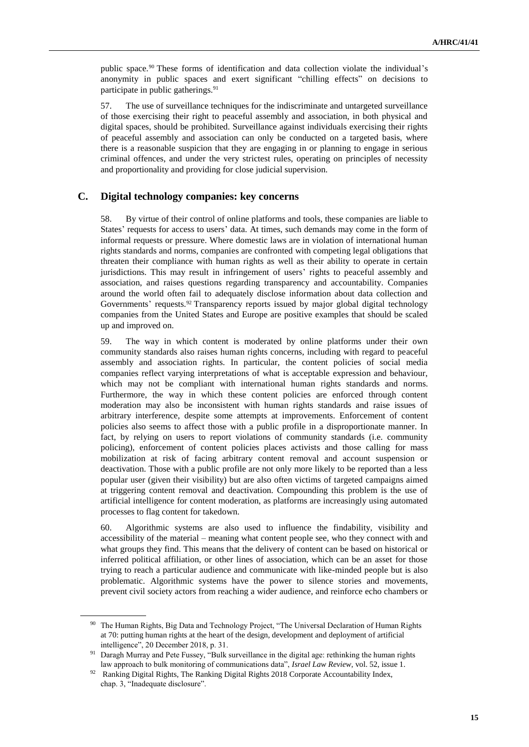public space.[90] These forms of identification and data collection violate the individual's anonymity in public spaces and exert significant "chilling effects" on decisions to participate in public gatherings.[91]

57. The use of surveillance techniques for the indiscriminate and untargeted surveillance of those exercising their right to peaceful assembly and association, in both physical and digital spaces, should be prohibited. Surveillance against individuals exercising their rights of peaceful assembly and association can only be conducted on a targeted basis, where there is a reasonable suspicion that they are engaging in or planning to engage in serious criminal offences, and under the very strictest rules, operating on principles of necessity and proportionality and providing for close judicial supervision.

## C. Digital technology companies: key concerns

58. By virtue of their control of online platforms and tools, these companies are liable to States' requests for access to users' data. At times, such demands may come in the form of informal requests or pressure. Where domestic laws are in violation of international human rights standards and norms, companies are confronted with competing legal obligations that threaten their compliance with human rights as well as their ability to operate in certain jurisdictions. This may result in infringement of users' rights to peaceful assembly and association, and raises questions regarding transparency and accountability. Companies around the world often fail to adequately disclose information about data collection and Governments' requests.[92] Transparency reports issued by major global digital technology companies from the United States and Europe are positive examples that should be scaled up and improved on.

59. The way in which content is moderated by online platforms under their own community standards also raises human rights concerns, including with regard to peaceful assembly and association rights. In particular, the content policies of social media companies reflect varying interpretations of what is acceptable expression and behaviour, which may not be compliant with international human rights standards and norms. Furthermore, the way in which these content policies are enforced through content moderation may also be inconsistent with human rights standards and raise issues of arbitrary interference, despite some attempts at improvements. Enforcement of content policies also seems to affect those with a public profile in a disproportionate manner. In fact, by relying on users to report violations of community standards (i.e. community policing), enforcement of content policies places activists and those calling for mass mobilization at risk of facing arbitrary content removal and account suspension or deactivation. Those with a public profile are not only more likely to be reported than a less popular user (given their visibility) but are also often victims of targeted campaigns aimed at triggering content removal and deactivation. Compounding this problem is the use of artificial intelligence for content moderation, as platforms are increasingly using automated processes to flag content for takedown.

60. Algorithmic systems are also used to influence the findability, visibility and accessibility of the material – meaning what content people see, who they connect with and what groups they find. This means that the delivery of content can be based on historical or inferred political affiliation, or other lines of association, which can be an asset for those trying to reach a particular audience and communicate with like-minded people but is also problematic. Algorithmic systems have the power to silence stories and movements, prevent civil society actors from reaching a wider audience, and reinforce echo chambers or

---

[90] The Human Rights, Big Data and Technology Project, "The Universal Declaration of Human Rights at 70: putting human rights at the heart of the design, development and deployment of artificial intelligence", 20 December 2018, p. 31.

[91] Daragh Murray and Pete Fussey, "Bulk surveillance in the digital age: rethinking the human rights law approach to bulk monitoring of communications data", *Israel Law Review*, vol. 52, issue 1.

[92] Ranking Digital Rights, The Ranking Digital Rights 2018 Corporate Accountability Index, chap. 3, "Inadequate disclosure".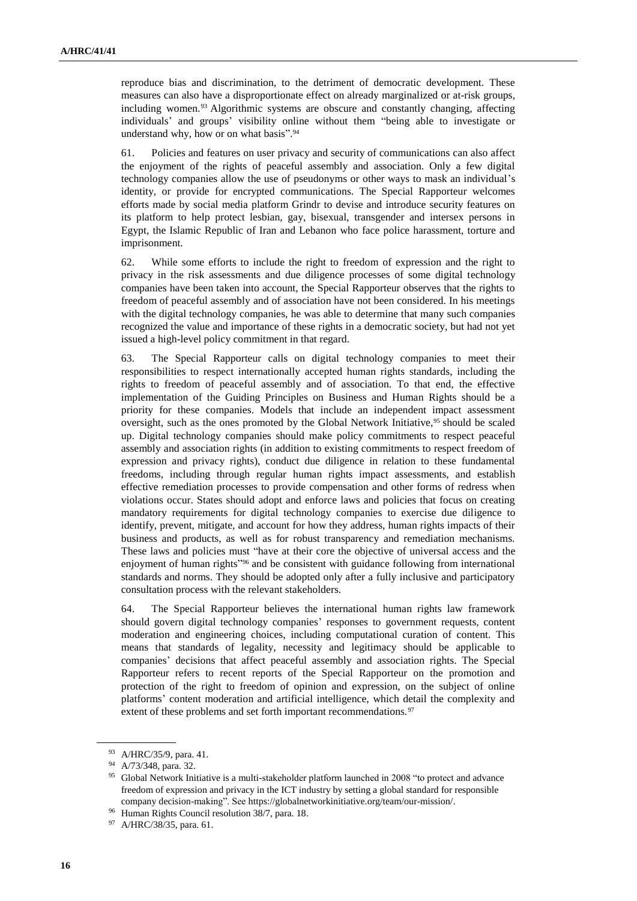reproduce bias and discrimination, to the detriment of democratic development. These measures can also have a disproportionate effect on already marginalized or at-risk groups, including women.[93] Algorithmic systems are obscure and constantly changing, affecting individuals' and groups' visibility online without them "being able to investigate or understand why, how or on what basis".[94]

61. Policies and features on user privacy and security of communications can also affect the enjoyment of the rights of peaceful assembly and association. Only a few digital technology companies allow the use of pseudonyms or other ways to mask an individual's identity, or provide for encrypted communications. The Special Rapporteur welcomes efforts made by social media platform Grindr to devise and introduce security features on its platform to help protect lesbian, gay, bisexual, transgender and intersex persons in Egypt, the Islamic Republic of Iran and Lebanon who face police harassment, torture and imprisonment.

62. While some efforts to include the right to freedom of expression and the right to privacy in the risk assessments and due diligence processes of some digital technology companies have been taken into account, the Special Rapporteur observes that the rights to freedom of peaceful assembly and of association have not been considered. In his meetings with the digital technology companies, he was able to determine that many such companies recognized the value and importance of these rights in a democratic society, but had not yet issued a high-level policy commitment in that regard.

63. The Special Rapporteur calls on digital technology companies to meet their responsibilities to respect internationally accepted human rights standards, including the rights to freedom of peaceful assembly and of association. To that end, the effective implementation of the Guiding Principles on Business and Human Rights should be a priority for these companies. Models that include an independent impact assessment oversight, such as the ones promoted by the Global Network Initiative,[95] should be scaled up. Digital technology companies should make policy commitments to respect peaceful assembly and association rights (in addition to existing commitments to respect freedom of expression and privacy rights), conduct due diligence in relation to these fundamental freedoms, including through regular human rights impact assessments, and establish effective remediation processes to provide compensation and other forms of redress when violations occur. States should adopt and enforce laws and policies that focus on creating mandatory requirements for digital technology companies to exercise due diligence to identify, prevent, mitigate, and account for how they address, human rights impacts of their business and products, as well as for robust transparency and remediation mechanisms. These laws and policies must "have at their core the objective of universal access and the enjoyment of human rights"[96] and be consistent with guidance following from international standards and norms. They should be adopted only after a fully inclusive and participatory consultation process with the relevant stakeholders.

64. The Special Rapporteur believes the international human rights law framework should govern digital technology companies' responses to government requests, content moderation and engineering choices, including computational curation of content. This means that standards of legality, necessity and legitimacy should be applicable to companies' decisions that affect peaceful assembly and association rights. The Special Rapporteur refers to recent reports of the Special Rapporteur on the promotion and protection of the right to freedom of opinion and expression, on the subject of online platforms' content moderation and artificial intelligence, which detail the complexity and extent of these problems and set forth important recommendations.[97]

---

[93] A/HRC/35/9, para. 41.

[94] A/73/348, para. 32.

[95] Global Network Initiative is a multi-stakeholder platform launched in 2008 "to protect and advance freedom of expression and privacy in the ICT industry by setting a global standard for responsible company decision-making". See https://globalnetworkinitiative.org/team/our-mission/.

[96] Human Rights Council resolution 38/7, para. 18.

[97] A/HRC/38/35, para. 61.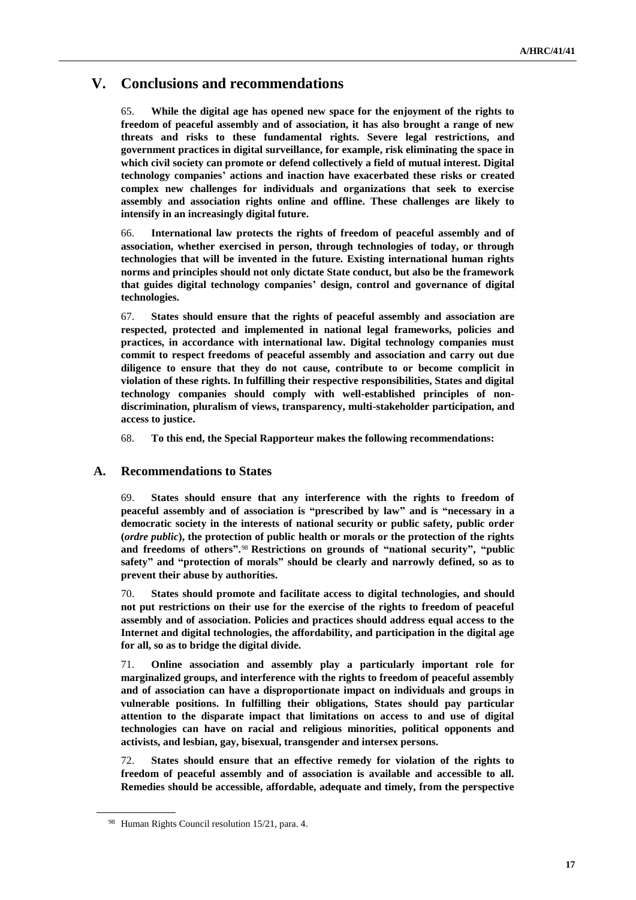# V. Conclusions and recommendations

65. **While the digital age has opened new space for the enjoyment of the rights to freedom of peaceful assembly and of association, it has also brought a range of new threats and risks to these fundamental rights. Severe legal restrictions, and government practices in digital surveillance, for example, risk eliminating the space in which civil society can promote or defend collectively a field of mutual interest. Digital technology companies' actions and inaction have exacerbated these risks or created complex new challenges for individuals and organizations that seek to exercise assembly and association rights online and offline. These challenges are likely to intensify in an increasingly digital future.**

66. **International law protects the rights of freedom of peaceful assembly and of association, whether exercised in person, through technologies of today, or through technologies that will be invented in the future. Existing international human rights norms and principles should not only dictate State conduct, but also be the framework that guides digital technology companies' design, control and governance of digital technologies.**

67. **States should ensure that the rights of peaceful assembly and association are respected, protected and implemented in national legal frameworks, policies and practices, in accordance with international law. Digital technology companies must commit to respect freedoms of peaceful assembly and association and carry out due diligence to ensure that they do not cause, contribute to or become complicit in violation of these rights. In fulfilling their respective responsibilities, States and digital technology companies should comply with well-established principles of non-discrimination, pluralism of views, transparency, multi-stakeholder participation, and access to justice.**

68. **To this end, the Special Rapporteur makes the following recommendations:**

## A. Recommendations to States

69. **States should ensure that any interference with the rights to freedom of peaceful assembly and of association is "prescribed by law" and is "necessary in a democratic society in the interests of national security or public safety, public order (*ordre public*), the protection of public health or morals or the protection of the rights and freedoms of others".**[98] **Restrictions on grounds of "national security", "public safety" and "protection of morals" should be clearly and narrowly defined, so as to prevent their abuse by authorities.**

70. **States should promote and facilitate access to digital technologies, and should not put restrictions on their use for the exercise of the rights to freedom of peaceful assembly and of association. Policies and practices should address equal access to the Internet and digital technologies, the affordability, and participation in the digital age for all, so as to bridge the digital divide.**

71. **Online association and assembly play a particularly important role for marginalized groups, and interference with the rights to freedom of peaceful assembly and of association can have a disproportionate impact on individuals and groups in vulnerable positions. In fulfilling their obligations, States should pay particular attention to the disparate impact that limitations on access to and use of digital technologies can have on racial and religious minorities, political opponents and activists, and lesbian, gay, bisexual, transgender and intersex persons.**

72. **States should ensure that an effective remedy for violation of the rights to freedom of peaceful assembly and of association is available and accessible to all. Remedies should be accessible, affordable, adequate and timely, from the perspective**

---

[98] Human Rights Council resolution 15/21, para. 4.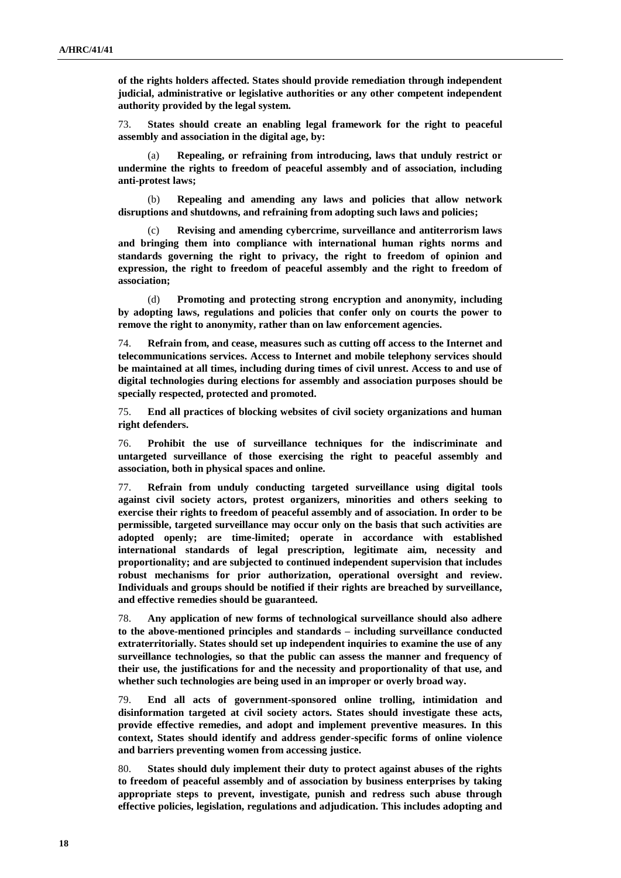**of the rights holders affected. States should provide remediation through independent judicial, administrative or legislative authorities or any other competent independent authority provided by the legal system.**

73. **States should create an enabling legal framework for the right to peaceful assembly and association in the digital age, by:**

(a) **Repealing, or refraining from introducing, laws that unduly restrict or undermine the rights to freedom of peaceful assembly and of association, including anti-protest laws;**

(b) **Repealing and amending any laws and policies that allow network disruptions and shutdowns, and refraining from adopting such laws and policies;**

(c) **Revising and amending cybercrime, surveillance and antiterrorism laws and bringing them into compliance with international human rights norms and standards governing the right to privacy, the right to freedom of opinion and expression, the right to freedom of peaceful assembly and the right to freedom of association;**

(d) **Promoting and protecting strong encryption and anonymity, including by adopting laws, regulations and policies that confer only on courts the power to remove the right to anonymity, rather than on law enforcement agencies.**

74. **Refrain from, and cease, measures such as cutting off access to the Internet and telecommunications services. Access to Internet and mobile telephony services should be maintained at all times, including during times of civil unrest. Access to and use of digital technologies during elections for assembly and association purposes should be specially respected, protected and promoted.**

75. **End all practices of blocking websites of civil society organizations and human right defenders.**

76. **Prohibit the use of surveillance techniques for the indiscriminate and untargeted surveillance of those exercising the right to peaceful assembly and association, both in physical spaces and online.**

77. **Refrain from unduly conducting targeted surveillance using digital tools against civil society actors, protest organizers, minorities and others seeking to exercise their rights to freedom of peaceful assembly and of association. In order to be permissible, targeted surveillance may occur only on the basis that such activities are adopted openly; are time-limited; operate in accordance with established international standards of legal prescription, legitimate aim, necessity and proportionality; and are subjected to continued independent supervision that includes robust mechanisms for prior authorization, operational oversight and review. Individuals and groups should be notified if their rights are breached by surveillance, and effective remedies should be guaranteed.**

78. **Any application of new forms of technological surveillance should also adhere to the above-mentioned principles and standards – including surveillance conducted extraterritorially. States should set up independent inquiries to examine the use of any surveillance technologies, so that the public can assess the manner and frequency of their use, the justifications for and the necessity and proportionality of that use, and whether such technologies are being used in an improper or overly broad way.**

79. **End all acts of government-sponsored online trolling, intimidation and disinformation targeted at civil society actors. States should investigate these acts, provide effective remedies, and adopt and implement preventive measures. In this context, States should identify and address gender-specific forms of online violence and barriers preventing women from accessing justice.**

80. **States should duly implement their duty to protect against abuses of the rights to freedom of peaceful assembly and of association by business enterprises by taking appropriate steps to prevent, investigate, punish and redress such abuse through effective policies, legislation, regulations and adjudication. This includes adopting and**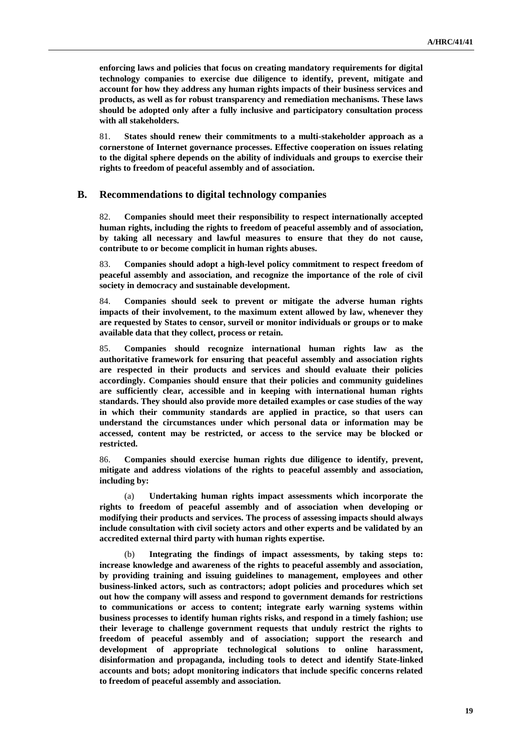**enforcing laws and policies that focus on creating mandatory requirements for digital technology companies to exercise due diligence to identify, prevent, mitigate and account for how they address any human rights impacts of their business services and products, as well as for robust transparency and remediation mechanisms. These laws should be adopted only after a fully inclusive and participatory consultation process with all stakeholders.**

81. **States should renew their commitments to a multi-stakeholder approach as a cornerstone of Internet governance processes. Effective cooperation on issues relating to the digital sphere depends on the ability of individuals and groups to exercise their rights to freedom of peaceful assembly and of association.**

## B. Recommendations to digital technology companies

82. **Companies should meet their responsibility to respect internationally accepted human rights, including the rights to freedom of peaceful assembly and of association, by taking all necessary and lawful measures to ensure that they do not cause, contribute to or become complicit in human rights abuses.**

83. **Companies should adopt a high-level policy commitment to respect freedom of peaceful assembly and association, and recognize the importance of the role of civil society in democracy and sustainable development.**

84. **Companies should seek to prevent or mitigate the adverse human rights impacts of their involvement, to the maximum extent allowed by law, whenever they are requested by States to censor, surveil or monitor individuals or groups or to make available data that they collect, process or retain.**

85. **Companies should recognize international human rights law as the authoritative framework for ensuring that peaceful assembly and association rights are respected in their products and services and should evaluate their policies accordingly. Companies should ensure that their policies and community guidelines are sufficiently clear, accessible and in keeping with international human rights standards. They should also provide more detailed examples or case studies of the way in which their community standards are applied in practice, so that users can understand the circumstances under which personal data or information may be accessed, content may be restricted, or access to the service may be blocked or restricted.**

86. **Companies should exercise human rights due diligence to identify, prevent, mitigate and address violations of the rights to peaceful assembly and association, including by:**

(a) **Undertaking human rights impact assessments which incorporate the rights to freedom of peaceful assembly and of association when developing or modifying their products and services. The process of assessing impacts should always include consultation with civil society actors and other experts and be validated by an accredited external third party with human rights expertise.**

(b) **Integrating the findings of impact assessments, by taking steps to: increase knowledge and awareness of the rights to peaceful assembly and association, by providing training and issuing guidelines to management, employees and other business-linked actors, such as contractors; adopt policies and procedures which set out how the company will assess and respond to government demands for restrictions to communications or access to content; integrate early warning systems within business processes to identify human rights risks, and respond in a timely fashion; use their leverage to challenge government requests that unduly restrict the rights to freedom of peaceful assembly and of association; support the research and development of appropriate technological solutions to online harassment, disinformation and propaganda, including tools to detect and identify State-linked accounts and bots; adopt monitoring indicators that include specific concerns related to freedom of peaceful assembly and association.**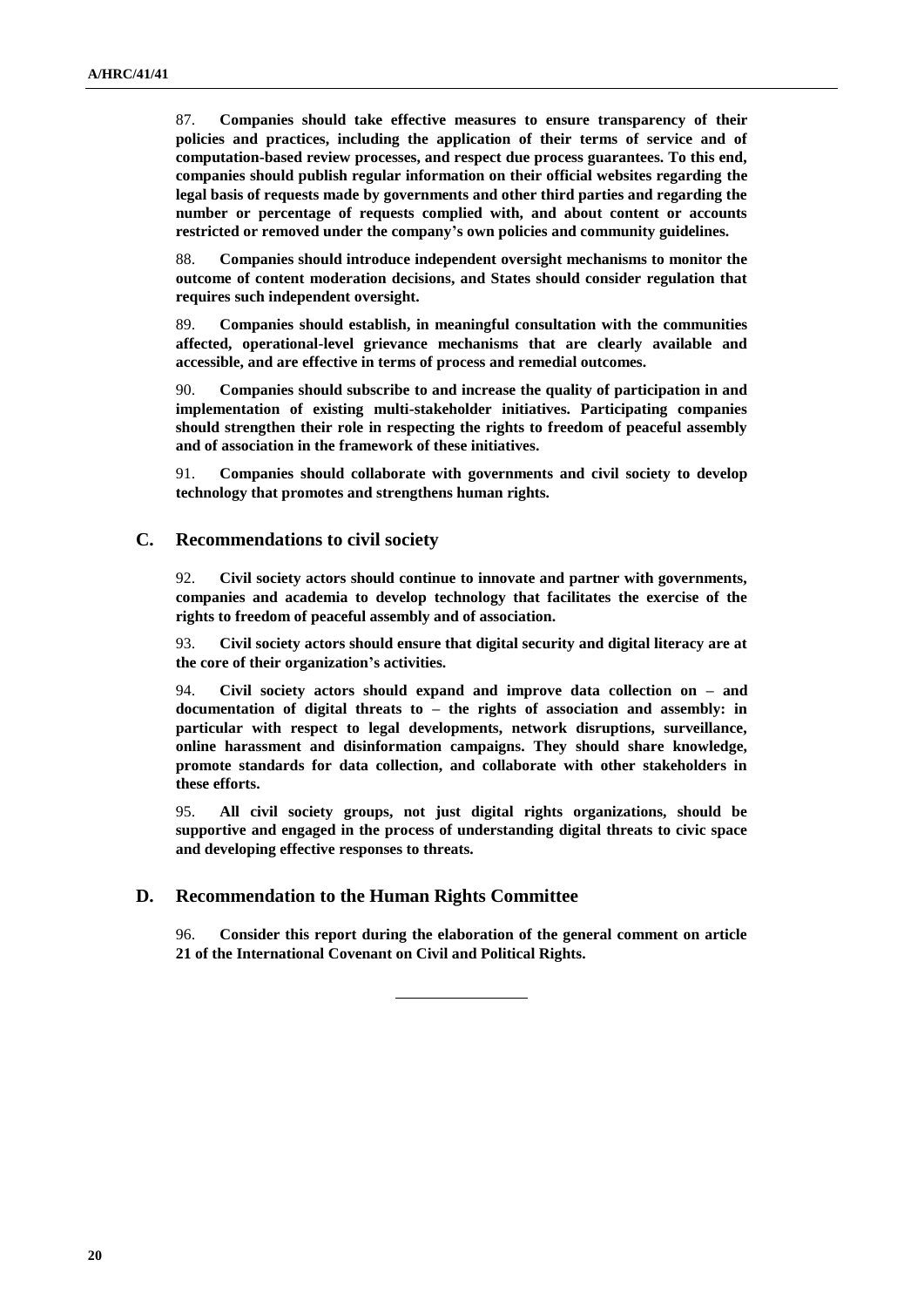87. **Companies should take effective measures to ensure transparency of their policies and practices, including the application of their terms of service and of computation-based review processes, and respect due process guarantees. To this end, companies should publish regular information on their official websites regarding the legal basis of requests made by governments and other third parties and regarding the number or percentage of requests complied with, and about content or accounts restricted or removed under the company's own policies and community guidelines.**

88. **Companies should introduce independent oversight mechanisms to monitor the outcome of content moderation decisions, and States should consider regulation that requires such independent oversight.**

89. **Companies should establish, in meaningful consultation with the communities affected, operational-level grievance mechanisms that are clearly available and accessible, and are effective in terms of process and remedial outcomes.**

90. **Companies should subscribe to and increase the quality of participation in and implementation of existing multi-stakeholder initiatives. Participating companies should strengthen their role in respecting the rights to freedom of peaceful assembly and of association in the framework of these initiatives.**

91. **Companies should collaborate with governments and civil society to develop technology that promotes and strengthens human rights.**

## C. Recommendations to civil society

92. **Civil society actors should continue to innovate and partner with governments, companies and academia to develop technology that facilitates the exercise of the rights to freedom of peaceful assembly and of association.**

93. **Civil society actors should ensure that digital security and digital literacy are at the core of their organization's activities.**

94. **Civil society actors should expand and improve data collection on – and documentation of digital threats to – the rights of association and assembly: in particular with respect to legal developments, network disruptions, surveillance, online harassment and disinformation campaigns. They should share knowledge, promote standards for data collection, and collaborate with other stakeholders in these efforts.**

95. **All civil society groups, not just digital rights organizations, should be supportive and engaged in the process of understanding digital threats to civic space and developing effective responses to threats.**

## D. Recommendation to the Human Rights Committee

96. **Consider this report during the elaboration of the general comment on article 21 of the International Covenant on Civil and Political Rights.**